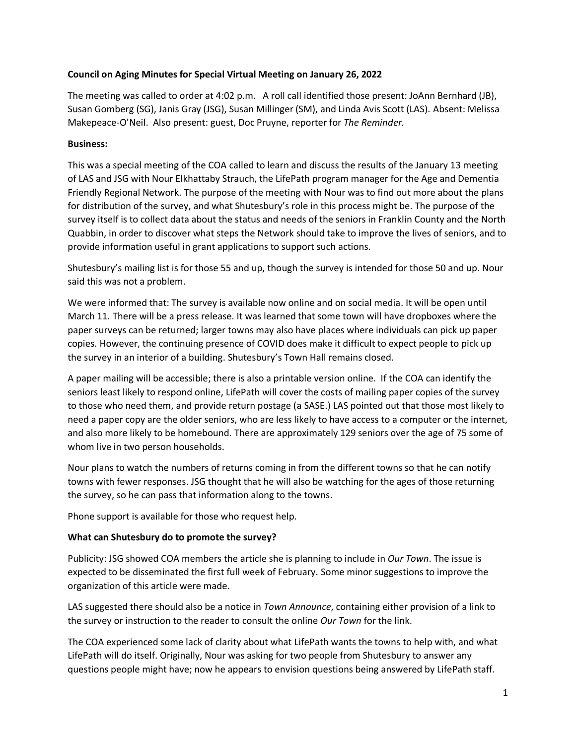**Council on Aging Minutes for Special Virtual Meeting on January 26, 2022**

The meeting was called to order at 4:02 p.m. A roll call identified those present: JoAnn Bernhard (JB), Susan Gomberg (SG), Janis Gray (JSG), Susan Millinger (SM), and Linda Avis Scott (LAS). Absent: Melissa Makepeace-O'Neil. Also present: guest, Doc Pruyne, reporter for *The Reminder.*

**Business:**

This was a special meeting of the COA called to learn and discuss the results of the January 13 meeting of LAS and JSG with Nour Elkhattaby Strauch, the LifePath program manager for the Age and Dementia Friendly Regional Network. The purpose of the meeting with Nour was to find out more about the plans for distribution of the survey, and what Shutesbury's role in this process might be. The purpose of the survey itself is to collect data about the status and needs of the seniors in Franklin County and the North Quabbin, in order to discover what steps the Network should take to improve the lives of seniors, and to provide information useful in grant applications to support such actions.

Shutesbury's mailing list is for those 55 and up, though the survey is intended for those 50 and up. Nour said this was not a problem.

We were informed that: The survey is available now online and on social media. It will be open until March 11. There will be a press release. It was learned that some town will have dropboxes where the paper surveys can be returned; larger towns may also have places where individuals can pick up paper copies. However, the continuing presence of COVID does make it difficult to expect people to pick up the survey in an interior of a building. Shutesbury's Town Hall remains closed.

A paper mailing will be accessible; there is also a printable version online. If the COA can identify the seniors least likely to respond online, LifePath will cover the costs of mailing paper copies of the survey to those who need them, and provide return postage (a SASE.) LAS pointed out that those most likely to need a paper copy are the older seniors, who are less likely to have access to a computer or the internet, and also more likely to be homebound. There are approximately 129 seniors over the age of 75 some of whom live in two person households.

Nour plans to watch the numbers of returns coming in from the different towns so that he can notify towns with fewer responses. JSG thought that he will also be watching for the ages of those returning the survey, so he can pass that information along to the towns.

Phone support is available for those who request help.

**What can Shutesbury do to promote the survey?**

Publicity: JSG showed COA members the article she is planning to include in *Our Town*. The issue is expected to be disseminated the first full week of February. Some minor suggestions to improve the organization of this article were made.

LAS suggested there should also be a notice in *Town Announce*, containing either provision of a link to the survey or instruction to the reader to consult the online *Our Town* for the link.

The COA experienced some lack of clarity about what LifePath wants the towns to help with, and what LifePath will do itself. Originally, Nour was asking for two people from Shutesbury to answer any questions people might have; now he appears to envision questions being answered by LifePath staff.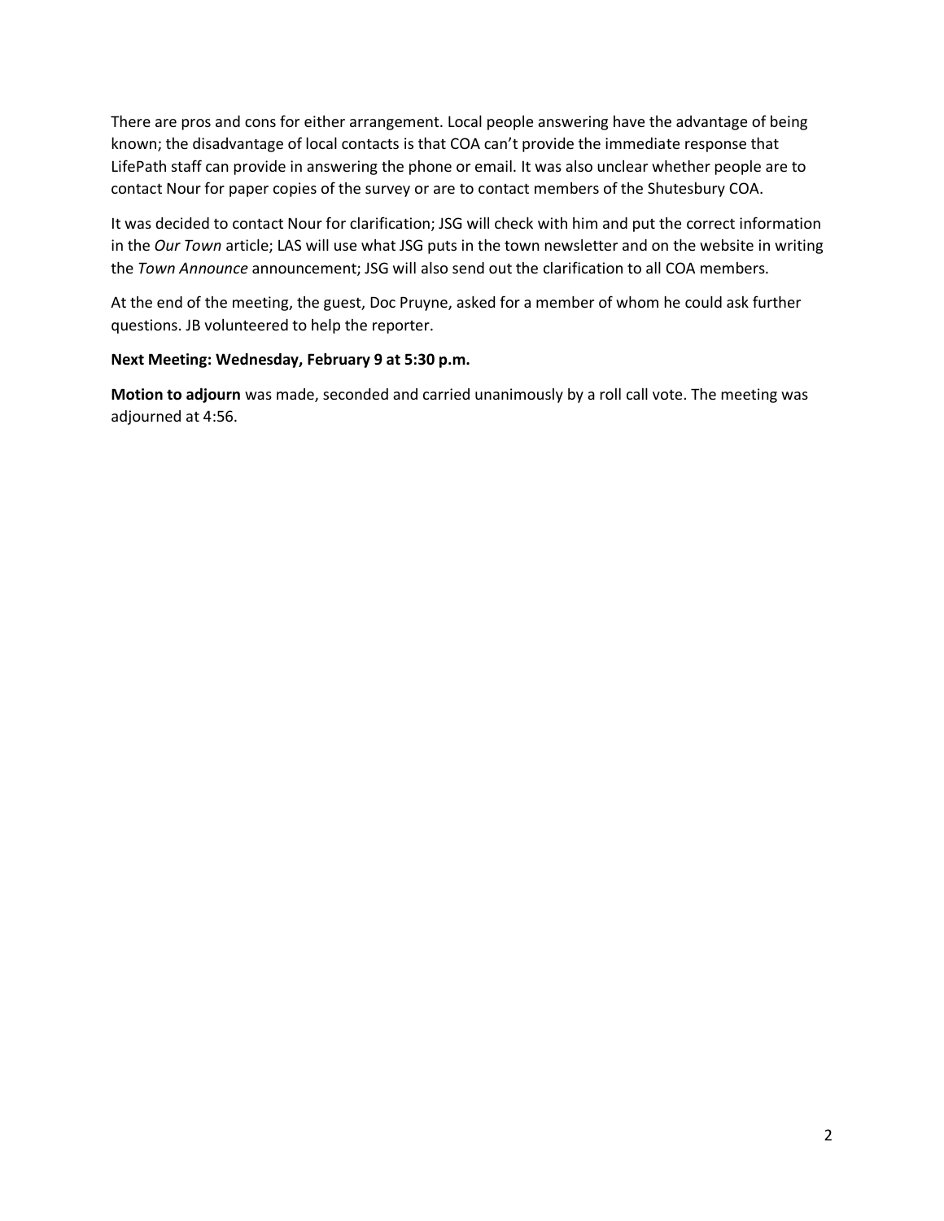There are pros and cons for either arrangement. Local people answering have the advantage of being known; the disadvantage of local contacts is that COA can't provide the immediate response that LifePath staff can provide in answering the phone or email. It was also unclear whether people are to contact Nour for paper copies of the survey or are to contact members of the Shutesbury COA.

It was decided to contact Nour for clarification; JSG will check with him and put the correct information in the *Our Town* article; LAS will use what JSG puts in the town newsletter and on the website in writing the *Town Announce* announcement; JSG will also send out the clarification to all COA members.

At the end of the meeting, the guest, Doc Pruyne, asked for a member of whom he could ask further questions. JB volunteered to help the reporter.

**Next Meeting: Wednesday, February 9 at 5:30 p.m.**

**Motion to adjourn** was made, seconded and carried unanimously by a roll call vote. The meeting was adjourned at 4:56.